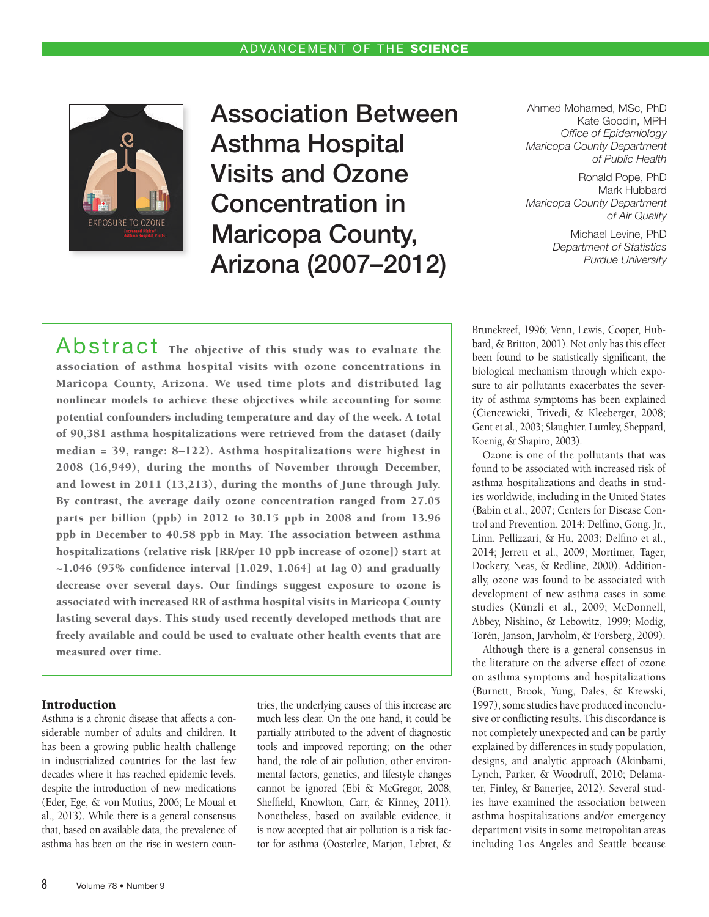# Association Between Asthma Hospital Visits and Ozone Concentration in Maricopa County, Arizona (2007–2012)

Ahmed Mohamed, MSc, PhD
Kate Goodin, MPH
*Office of Epidemiology*
*Maricopa County Department of Public Health*

Ronald Pope, PhD
Mark Hubbard
*Maricopa County Department of Air Quality*

Michael Levine, PhD
*Department of Statistics*
*Purdue University*

## Abstract

**The objective of this study was to evaluate the association of asthma hospital visits with ozone concentrations in Maricopa County, Arizona. We used time plots and distributed lag nonlinear models to achieve these objectives while accounting for some potential confounders including temperature and day of the week. A total of 90,381 asthma hospitalizations were retrieved from the dataset (daily median = 39, range: 8–122). Asthma hospitalizations were highest in 2008 (16,949), during the months of November through December, and lowest in 2011 (13,213), during the months of June through July. By contrast, the average daily ozone concentration ranged from 27.05 parts per billion (ppb) in 2012 to 30.15 ppb in 2008 and from 13.96 ppb in December to 40.58 ppb in May. The association between asthma hospitalizations (relative risk [RR/per 10 ppb increase of ozone]) start at ~1.046 (95% confidence interval [1.029, 1.064] at lag 0) and gradually decrease over several days. Our findings suggest exposure to ozone is associated with increased RR of asthma hospital visits in Maricopa County lasting several days. This study used recently developed methods that are freely available and could be used to evaluate other health events that are measured over time.**

## Introduction

Asthma is a chronic disease that affects a considerable number of adults and children. It has been a growing public health challenge in industrialized countries for the last few decades where it has reached epidemic levels, despite the introduction of new medications (Eder, Ege, & von Mutius, 2006; Le Moual et al., 2013). While there is a general consensus that, based on available data, the prevalence of asthma has been on the rise in western countries, the underlying causes of this increase are much less clear. On the one hand, it could be partially attributed to the advent of diagnostic tools and improved reporting; on the other hand, the role of air pollution, other environmental factors, genetics, and lifestyle changes cannot be ignored (Ebi & McGregor, 2008; Sheffield, Knowlton, Carr, & Kinney, 2011). Nonetheless, based on available evidence, it is now accepted that air pollution is a risk factor for asthma (Oosterlee, Marjon, Lebret, & Brunekreef, 1996; Venn, Lewis, Cooper, Hubbard, & Britton, 2001). Not only has this effect been found to be statistically significant, the biological mechanism through which exposure to air pollutants exacerbates the severity of asthma symptoms has been explained (Ciencewicki, Trivedi, & Kleeberger, 2008; Gent et al., 2003; Slaughter, Lumley, Sheppard, Koenig, & Shapiro, 2003).

Ozone is one of the pollutants that was found to be associated with increased risk of asthma hospitalizations and deaths in studies worldwide, including in the United States (Babin et al., 2007; Centers for Disease Control and Prevention, 2014; Delfino, Gong, Jr., Linn, Pellizzari, & Hu, 2003; Delfino et al., 2014; Jerrett et al., 2009; Mortimer, Tager, Dockery, Neas, & Redline, 2000). Additionally, ozone was found to be associated with development of new asthma cases in some studies (Künzli et al., 2009; McDonnell, Abbey, Nishino, & Lebowitz, 1999; Modig, Torén, Janson, Jarvholm, & Forsberg, 2009).

Although there is a general consensus in the literature on the adverse effect of ozone on asthma symptoms and hospitalizations (Burnett, Brook, Yung, Dales, & Krewski, 1997), some studies have produced inconclusive or conflicting results. This discordance is not completely unexpected and can be partly explained by differences in study population, designs, and analytic approach (Akinbami, Lynch, Parker, & Woodruff, 2010; Delamater, Finley, & Banerjee, 2012). Several studies have examined the association between asthma hospitalizations and/or emergency department visits in some metropolitan areas including Los Angeles and Seattle because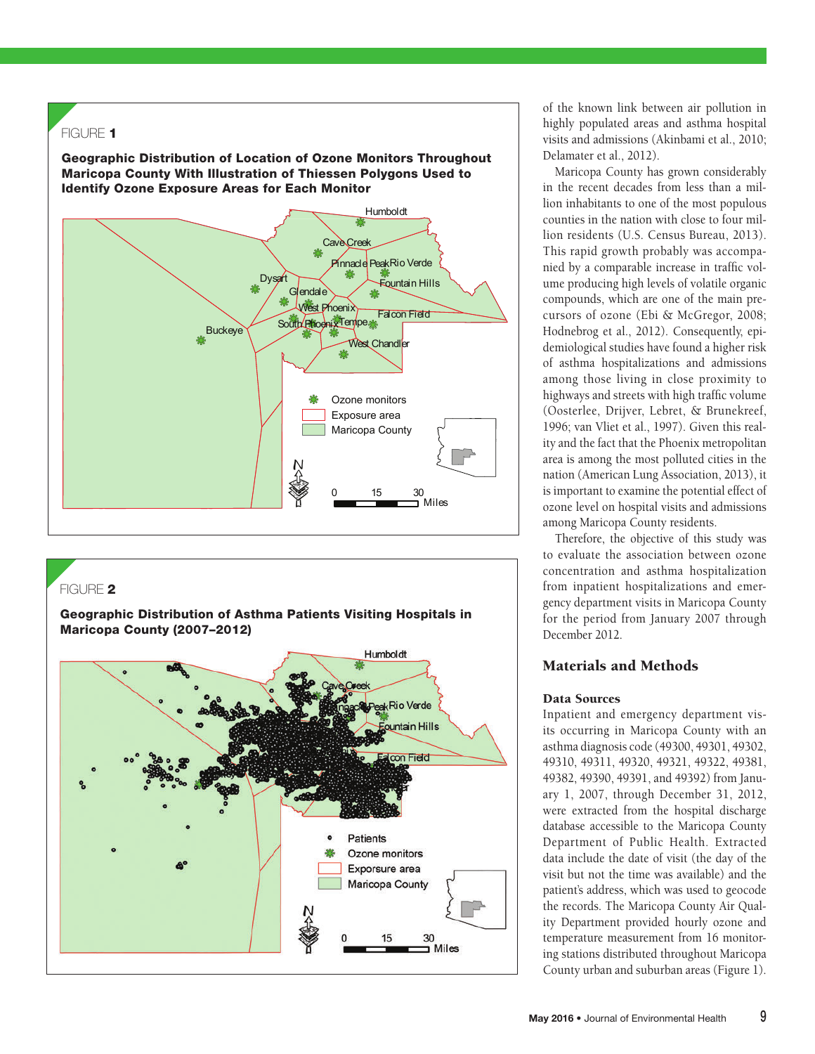FIGURE 1

**Geographic Distribution of Location of Ozone Monitors Throughout Maricopa County With Illustration of Thiessen Polygons Used to Identify Ozone Exposure Areas for Each Monitor**

FIGURE 2

**Geographic Distribution of Asthma Patients Visiting Hospitals in Maricopa County (2007–2012)**

of the known link between air pollution in highly populated areas and asthma hospital visits and admissions (Akinbami et al., 2010; Delamater et al., 2012).

Maricopa County has grown considerably in the recent decades from less than a million inhabitants to one of the most populous counties in the nation with close to four million residents (U.S. Census Bureau, 2013). This rapid growth probably was accompanied by a comparable increase in traffic volume producing high levels of volatile organic compounds, which are one of the main precursors of ozone (Ebi & McGregor, 2008; Hodnebrog et al., 2012). Consequently, epidemiological studies have found a higher risk of asthma hospitalizations and admissions among those living in close proximity to highways and streets with high traffic volume (Oosterlee, Drijver, Lebret, & Brunekreef, 1996; van Vliet et al., 1997). Given this reality and the fact that the Phoenix metropolitan area is among the most polluted cities in the nation (American Lung Association, 2013), it is important to examine the potential effect of ozone level on hospital visits and admissions among Maricopa County residents.

Therefore, the objective of this study was to evaluate the association between ozone concentration and asthma hospitalization from inpatient hospitalizations and emergency department visits in Maricopa County for the period from January 2007 through December 2012.

## Materials and Methods

### Data Sources

Inpatient and emergency department visits occurring in Maricopa County with an asthma diagnosis code (49300, 49301, 49302, 49310, 49311, 49320, 49321, 49322, 49381, 49382, 49390, 49391, and 49392) from January 1, 2007, through December 31, 2012, were extracted from the hospital discharge database accessible to the Maricopa County Department of Public Health. Extracted data include the date of visit (the day of the visit but not the time was available) and the patient's address, which was used to geocode the records. The Maricopa County Air Quality Department provided hourly ozone and temperature measurement from 16 monitoring stations distributed throughout Maricopa County urban and suburban areas (Figure 1).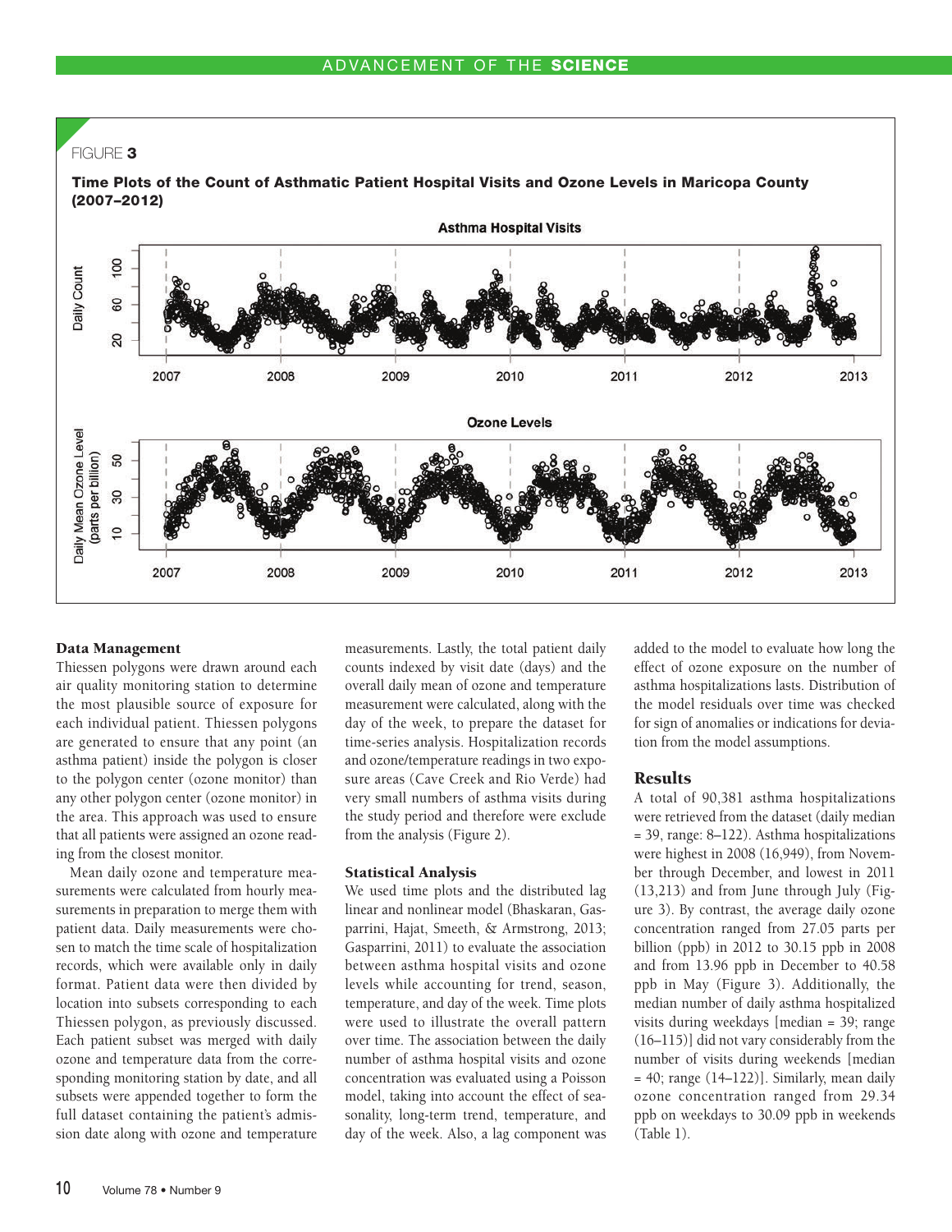FIGURE 3

**Time Plots of the Count of Asthmatic Patient Hospital Visits and Ozone Levels in Maricopa County (2007–2012)**

### Data Management

Thiessen polygons were drawn around each air quality monitoring station to determine the most plausible source of exposure for each individual patient. Thiessen polygons are generated to ensure that any point (an asthma patient) inside the polygon is closer to the polygon center (ozone monitor) than any other polygon center (ozone monitor) in the area. This approach was used to ensure that all patients were assigned an ozone reading from the closest monitor.

Mean daily ozone and temperature measurements were calculated from hourly measurements in preparation to merge them with patient data. Daily measurements were chosen to match the time scale of hospitalization records, which were available only in daily format. Patient data were then divided by location into subsets corresponding to each Thiessen polygon, as previously discussed. Each patient subset was merged with daily ozone and temperature data from the corresponding monitoring station by date, and all subsets were appended together to form the full dataset containing the patient's admission date along with ozone and temperature measurements. Lastly, the total patient daily counts indexed by visit date (days) and the overall daily mean of ozone and temperature measurement were calculated, along with the day of the week, to prepare the dataset for time-series analysis. Hospitalization records and ozone/temperature readings in two exposure areas (Cave Creek and Rio Verde) had very small numbers of asthma visits during the study period and therefore were exclude from the analysis (Figure 2).

### Statistical Analysis

We used time plots and the distributed lag linear and nonlinear model (Bhaskaran, Gasparrini, Hajat, Smeeth, & Armstrong, 2013; Gasparrini, 2011) to evaluate the association between asthma hospital visits and ozone levels while accounting for trend, season, temperature, and day of the week. Time plots were used to illustrate the overall pattern over time. The association between the daily number of asthma hospital visits and ozone concentration was evaluated using a Poisson model, taking into account the effect of seasonality, long-term trend, temperature, and day of the week. Also, a lag component was added to the model to evaluate how long the effect of ozone exposure on the number of asthma hospitalizations lasts. Distribution of the model residuals over time was checked for sign of anomalies or indications for deviation from the model assumptions.

### Results

A total of 90,381 asthma hospitalizations were retrieved from the dataset (daily median = 39, range: 8–122). Asthma hospitalizations were highest in 2008 (16,949), from November through December, and lowest in 2011 (13,213) and from June through July (Figure 3). By contrast, the average daily ozone concentration ranged from 27.05 parts per billion (ppb) in 2012 to 30.15 ppb in 2008 and from 13.96 ppb in December to 40.58 ppb in May (Figure 3). Additionally, the median number of daily asthma hospitalized visits during weekdays [median = 39; range (16–115)] did not vary considerably from the number of visits during weekends [median = 40; range (14–122)]. Similarly, mean daily ozone concentration ranged from 29.34 ppb on weekdays to 30.09 ppb in weekends (Table 1).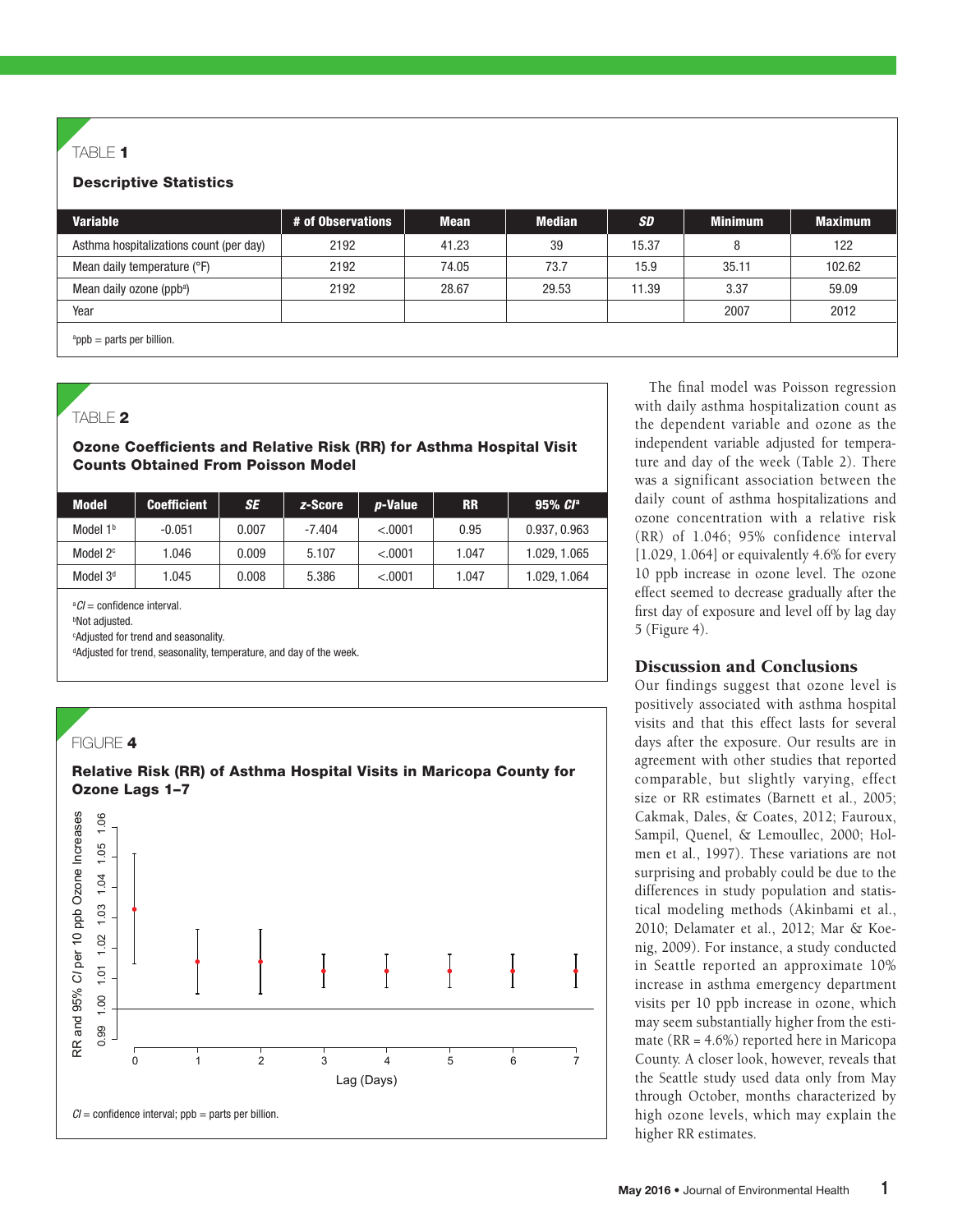TABLE 1

**Descriptive Statistics**

| Variable | # of Observations | Mean | Median | *SD* | Minimum | Maximum |
|---|---|---|---|---|---|---|
| Asthma hospitalizations count (per day) | 2192 | 41.23 | 39 | 15.37 | 8 | 122 |
| Mean daily temperature (°F) | 2192 | 74.05 | 73.7 | 15.9 | 35.11 | 102.62 |
| Mean daily ozone (ppb[a]) | 2192 | 28.67 | 29.53 | 11.39 | 3.37 | 59.09 |
| Year | | | | | 2007 | 2012 |

[a]ppb = parts per billion.

TABLE 2

**Ozone Coefficients and Relative Risk (RR) for Asthma Hospital Visit Counts Obtained From Poisson Model**

| Model | Coefficient | *SE* | *z*-Score | *p*-Value | RR | 95% *CI*[a] |
|---|---|---|---|---|---|---|
| Model 1[b] | -0.051 | 0.007 | -7.404 | <.0001 | 0.95 | 0.937, 0.963 |
| Model 2[c] | 1.046 | 0.009 | 5.107 | <.0001 | 1.047 | 1.029, 1.065 |
| Model 3[d] | 1.045 | 0.008 | 5.386 | <.0001 | 1.047 | 1.029, 1.064 |

[a]*CI* = confidence interval.
[b]Not adjusted.
[c]Adjusted for trend and seasonality.
[d]Adjusted for trend, seasonality, temperature, and day of the week.

FIGURE 4

**Relative Risk (RR) of Asthma Hospital Visits in Maricopa County for Ozone Lags 1–7**

*CI* = confidence interval; ppb = parts per billion.

The final model was Poisson regression with daily asthma hospitalization count as the dependent variable and ozone as the independent variable adjusted for temperature and day of the week (Table 2). There was a significant association between the daily count of asthma hospitalizations and ozone concentration with a relative risk (RR) of 1.046; 95% confidence interval [1.029, 1.064] or equivalently 4.6% for every 10 ppb increase in ozone level. The ozone effect seemed to decrease gradually after the first day of exposure and level off by lag day 5 (Figure 4).

## Discussion and Conclusions

Our findings suggest that ozone level is positively associated with asthma hospital visits and that this effect lasts for several days after the exposure. Our results are in agreement with other studies that reported comparable, but slightly varying, effect size or RR estimates (Barnett et al., 2005; Cakmak, Dales, & Coates, 2012; Fauroux, Sampil, Quenel, & Lemoullec, 2000; Holmen et al., 1997). These variations are not surprising and probably could be due to the differences in study population and statistical modeling methods (Akinbami et al., 2010; Delamater et al., 2012; Mar & Koenig, 2009). For instance, a study conducted in Seattle reported an approximate 10% increase in asthma emergency department visits per 10 ppb increase in ozone, which may seem substantially higher from the estimate (RR = 4.6%) reported here in Maricopa County. A closer look, however, reveals that the Seattle study used data only from May through October, months characterized by high ozone levels, which may explain the higher RR estimates.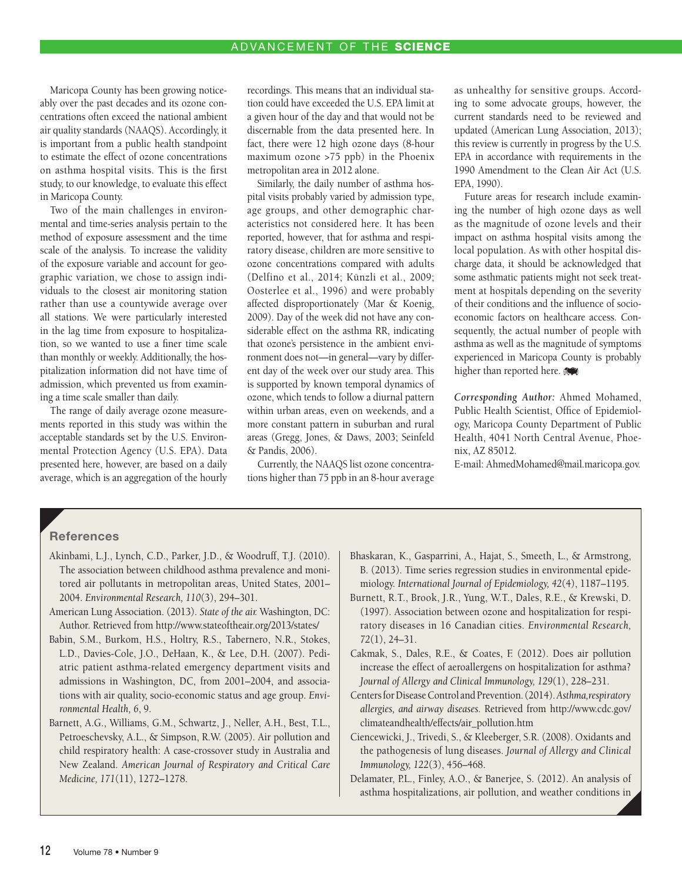Maricopa County has been growing noticeably over the past decades and its ozone concentrations often exceed the national ambient air quality standards (NAAQS). Accordingly, it is important from a public health standpoint to estimate the effect of ozone concentrations on asthma hospital visits. This is the first study, to our knowledge, to evaluate this effect in Maricopa County.

Two of the main challenges in environmental and time-series analysis pertain to the method of exposure assessment and the time scale of the analysis. To increase the validity of the exposure variable and account for geographic variation, we chose to assign individuals to the closest air monitoring station rather than use a countywide average over all stations. We were particularly interested in the lag time from exposure to hospitalization, so we wanted to use a finer time scale than monthly or weekly. Additionally, the hospitalization information did not have time of admission, which prevented us from examining a time scale smaller than daily.

The range of daily average ozone measurements reported in this study was within the acceptable standards set by the U.S. Environmental Protection Agency (U.S. EPA). Data presented here, however, are based on a daily average, which is an aggregation of the hourly recordings. This means that an individual station could have exceeded the U.S. EPA limit at a given hour of the day and that would not be discernable from the data presented here. In fact, there were 12 high ozone days (8-hour maximum ozone >75 ppb) in the Phoenix metropolitan area in 2012 alone.

Similarly, the daily number of asthma hospital visits probably varied by admission type, age groups, and other demographic characteristics not considered here. It has been reported, however, that for asthma and respiratory disease, children are more sensitive to ozone concentrations compared with adults (Delfino et al., 2014; Künzli et al., 2009; Oosterlee et al., 1996) and were probably affected disproportionately (Mar & Koenig, 2009). Day of the week did not have any considerable effect on the asthma RR, indicating that ozone's persistence in the ambient environment does not—in general—vary by different day of the week over our study area. This is supported by known temporal dynamics of ozone, which tends to follow a diurnal pattern within urban areas, even on weekends, and a more constant pattern in suburban and rural areas (Gregg, Jones, & Daws, 2003; Seinfeld & Pandis, 2006).

Currently, the NAAQS list ozone concentrations higher than 75 ppb in an 8-hour average as unhealthy for sensitive groups. According to some advocate groups, however, the current standards need to be reviewed and updated (American Lung Association, 2013); this review is currently in progress by the U.S. EPA in accordance with requirements in the 1990 Amendment to the Clean Air Act (U.S. EPA, 1990).

Future areas for research include examining the number of high ozone days as well as the magnitude of ozone levels and their impact on asthma hospital visits among the local population. As with other hospital discharge data, it should be acknowledged that some asthmatic patients might not seek treatment at hospitals depending on the severity of their conditions and the influence of socioeconomic factors on healthcare access. Consequently, the actual number of people with asthma as well as the magnitude of symptoms experienced in Maricopa County is probably higher than reported here.

*Corresponding Author:* Ahmed Mohamed, Public Health Scientist, Office of Epidemiology, Maricopa County Department of Public Health, 4041 North Central Avenue, Phoenix, AZ 85012.
E-mail: AhmedMohamed@mail.maricopa.gov.

## References

Akinbami, L.J., Lynch, C.D., Parker, J.D., & Woodruff, T.J. (2010). The association between childhood asthma prevalence and monitored air pollutants in metropolitan areas, United States, 2001–2004. *Environmental Research, 110*(3), 294–301.

American Lung Association. (2013). *State of the air.* Washington, DC: Author. Retrieved from http://www.stateoftheair.org/2013/states/

Babin, S.M., Burkom, H.S., Holtry, R.S., Tabernero, N.R., Stokes, L.D., Davies-Cole, J.O., DeHaan, K., & Lee, D.H. (2007). Pediatric patient asthma-related emergency department visits and admissions in Washington, DC, from 2001–2004, and associations with air quality, socio-economic status and age group. *Environmental Health, 6*, 9.

Barnett, A.G., Williams, G.M., Schwartz, J., Neller, A.H., Best, T.L., Petroeschevsky, A.L., & Simpson, R.W. (2005). Air pollution and child respiratory health: A case-crossover study in Australia and New Zealand. *American Journal of Respiratory and Critical Care Medicine, 171*(11), 1272–1278.

Bhaskaran, K., Gasparrini, A., Hajat, S., Smeeth, L., & Armstrong, B. (2013). Time series regression studies in environmental epidemiology. *International Journal of Epidemiology, 42*(4), 1187–1195.

Burnett, R.T., Brook, J.R., Yung, W.T., Dales, R.E., & Krewski, D. (1997). Association between ozone and hospitalization for respiratory diseases in 16 Canadian cities. *Environmental Research, 72*(1), 24–31.

Cakmak, S., Dales, R.E., & Coates, F. (2012). Does air pollution increase the effect of aeroallergens on hospitalization for asthma? *Journal of Allergy and Clinical Immunology, 129*(1), 228–231.

Centers for Disease Control and Prevention. (2014). *Asthma, respiratory allergies, and airway diseases.* Retrieved from http://www.cdc.gov/climateandhealth/effects/air_pollution.htm

Ciencewicki, J., Trivedi, S., & Kleeberger, S.R. (2008). Oxidants and the pathogenesis of lung diseases. *Journal of Allergy and Clinical Immunology, 122*(3), 456–468.

Delamater, P.L., Finley, A.O., & Banerjee, S. (2012). An analysis of asthma hospitalizations, air pollution, and weather conditions in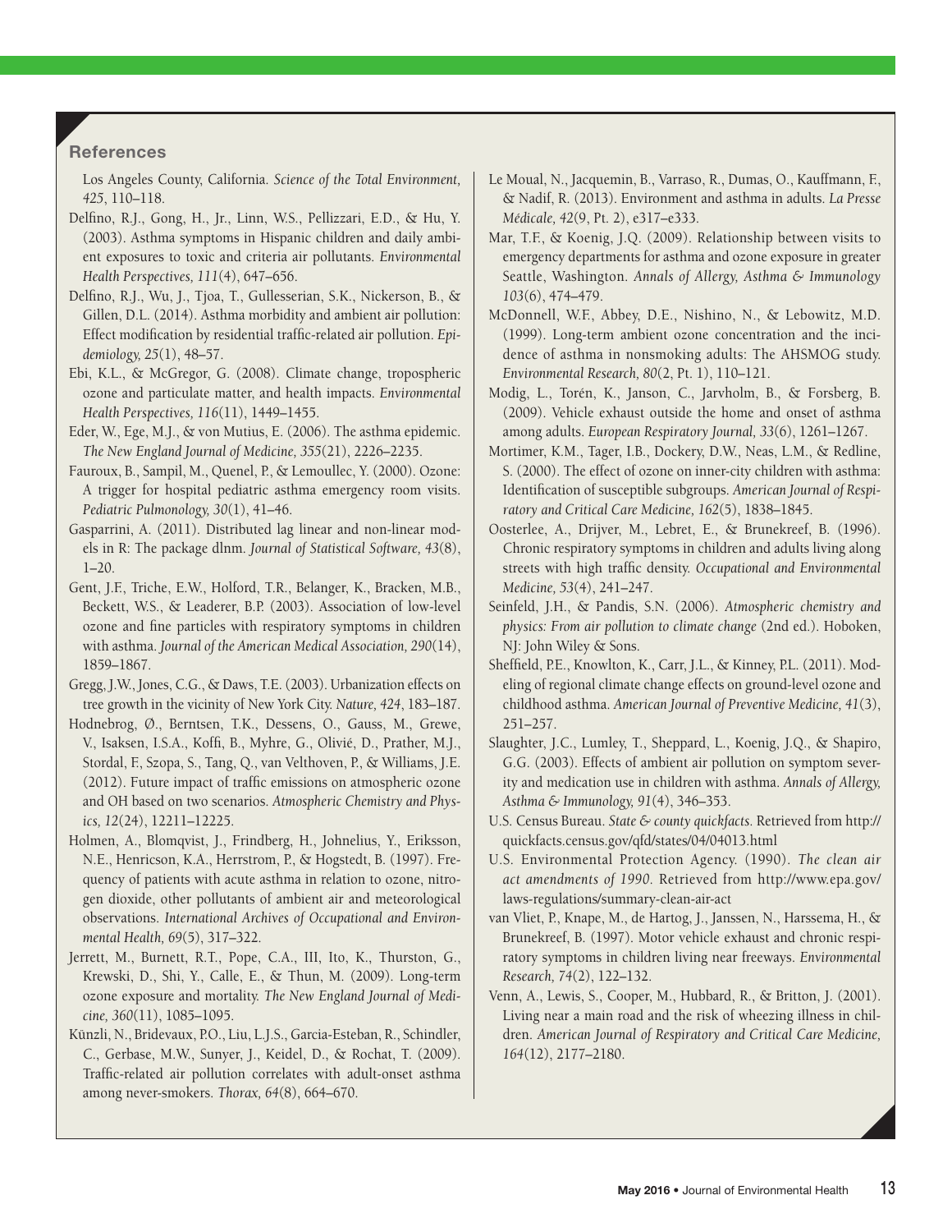## References

Los Angeles County, California. *Science of the Total Environment, 425*, 110–118.

Delfino, R.J., Gong, H., Jr., Linn, W.S., Pellizzari, E.D., & Hu, Y. (2003). Asthma symptoms in Hispanic children and daily ambient exposures to toxic and criteria air pollutants. *Environmental Health Perspectives, 111*(4), 647–656.

Delfino, R.J., Wu, J., Tjoa, T., Gullesserian, S.K., Nickerson, B., & Gillen, D.L. (2014). Asthma morbidity and ambient air pollution: Effect modification by residential traffic-related air pollution. *Epidemiology, 25*(1), 48–57.

Ebi, K.L., & McGregor, G. (2008). Climate change, tropospheric ozone and particulate matter, and health impacts. *Environmental Health Perspectives, 116*(11), 1449–1455.

Eder, W., Ege, M.J., & von Mutius, E. (2006). The asthma epidemic. *The New England Journal of Medicine, 355*(21), 2226–2235.

Fauroux, B., Sampil, M., Quenel, P., & Lemoullec, Y. (2000). Ozone: A trigger for hospital pediatric asthma emergency room visits. *Pediatric Pulmonology, 30*(1), 41–46.

Gasparrini, A. (2011). Distributed lag linear and non-linear models in R: The package dlnm. *Journal of Statistical Software, 43*(8), 1–20.

Gent, J.F., Triche, E.W., Holford, T.R., Belanger, K., Bracken, M.B., Beckett, W.S., & Leaderer, B.P. (2003). Association of low-level ozone and fine particles with respiratory symptoms in children with asthma. *Journal of the American Medical Association, 290*(14), 1859–1867.

Gregg, J.W., Jones, C.G., & Daws, T.E. (2003). Urbanization effects on tree growth in the vicinity of New York City. *Nature, 424*, 183–187.

Hodnebrog, Ø., Berntsen, T.K., Dessens, O., Gauss, M., Grewe, V., Isaksen, I.S.A., Koffi, B., Myhre, G., Olivié, D., Prather, M.J., Stordal, F., Szopa, S., Tang, Q., van Velthoven, P., & Williams, J.E. (2012). Future impact of traffic emissions on atmospheric ozone and OH based on two scenarios. *Atmospheric Chemistry and Physics, 12*(24), 12211–12225.

Holmen, A., Blomqvist, J., Frindberg, H., Johnelius, Y., Eriksson, N.E., Henricson, K.A., Herrstrom, P., & Hogstedt, B. (1997). Frequency of patients with acute asthma in relation to ozone, nitrogen dioxide, other pollutants of ambient air and meteorological observations. *International Archives of Occupational and Environmental Health, 69*(5), 317–322.

Jerrett, M., Burnett, R.T., Pope, C.A., III, Ito, K., Thurston, G., Krewski, D., Shi, Y., Calle, E., & Thun, M. (2009). Long-term ozone exposure and mortality. *The New England Journal of Medicine, 360*(11), 1085–1095.

Künzli, N., Bridevaux, P.O., Liu, L.J.S., Garcia-Esteban, R., Schindler, C., Gerbase, M.W., Sunyer, J., Keidel, D., & Rochat, T. (2009). Traffic-related air pollution correlates with adult-onset asthma among never-smokers. *Thorax, 64*(8), 664–670.

Le Moual, N., Jacquemin, B., Varraso, R., Dumas, O., Kauffmann, F., & Nadif, R. (2013). Environment and asthma in adults. *La Presse Médicale, 42*(9, Pt. 2), e317–e333.

Mar, T.F., & Koenig, J.Q. (2009). Relationship between visits to emergency departments for asthma and ozone exposure in greater Seattle, Washington. *Annals of Allergy, Asthma & Immunology 103*(6), 474–479.

McDonnell, W.F., Abbey, D.E., Nishino, N., & Lebowitz, M.D. (1999). Long-term ambient ozone concentration and the incidence of asthma in nonsmoking adults: The AHSMOG study. *Environmental Research, 80*(2, Pt. 1), 110–121.

Modig, L., Torén, K., Janson, C., Jarvholm, B., & Forsberg, B. (2009). Vehicle exhaust outside the home and onset of asthma among adults. *European Respiratory Journal, 33*(6), 1261–1267.

Mortimer, K.M., Tager, I.B., Dockery, D.W., Neas, L.M., & Redline, S. (2000). The effect of ozone on inner-city children with asthma: Identification of susceptible subgroups. *American Journal of Respiratory and Critical Care Medicine, 162*(5), 1838–1845.

Oosterlee, A., Drijver, M., Lebret, E., & Brunekreef, B. (1996). Chronic respiratory symptoms in children and adults living along streets with high traffic density. *Occupational and Environmental Medicine, 53*(4), 241–247.

Seinfeld, J.H., & Pandis, S.N. (2006). *Atmospheric chemistry and physics: From air pollution to climate change* (2nd ed.). Hoboken, NJ: John Wiley & Sons.

Sheffield, P.E., Knowlton, K., Carr, J.L., & Kinney, P.L. (2011). Modeling of regional climate change effects on ground-level ozone and childhood asthma. *American Journal of Preventive Medicine, 41*(3), 251–257.

Slaughter, J.C., Lumley, T., Sheppard, L., Koenig, J.Q., & Shapiro, G.G. (2003). Effects of ambient air pollution on symptom severity and medication use in children with asthma. *Annals of Allergy, Asthma & Immunology, 91*(4), 346–353.

U.S. Census Bureau. *State & county quickfacts.* Retrieved from http://quickfacts.census.gov/qfd/states/04/04013.html

U.S. Environmental Protection Agency. (1990). *The clean air act amendments of 1990.* Retrieved from http://www.epa.gov/laws-regulations/summary-clean-air-act

van Vliet, P., Knape, M., de Hartog, J., Janssen, N., Harssema, H., & Brunekreef, B. (1997). Motor vehicle exhaust and chronic respiratory symptoms in children living near freeways. *Environmental Research, 74*(2), 122–132.

Venn, A., Lewis, S., Cooper, M., Hubbard, R., & Britton, J. (2001). Living near a main road and the risk of wheezing illness in children. *American Journal of Respiratory and Critical Care Medicine, 164*(12), 2177–2180.